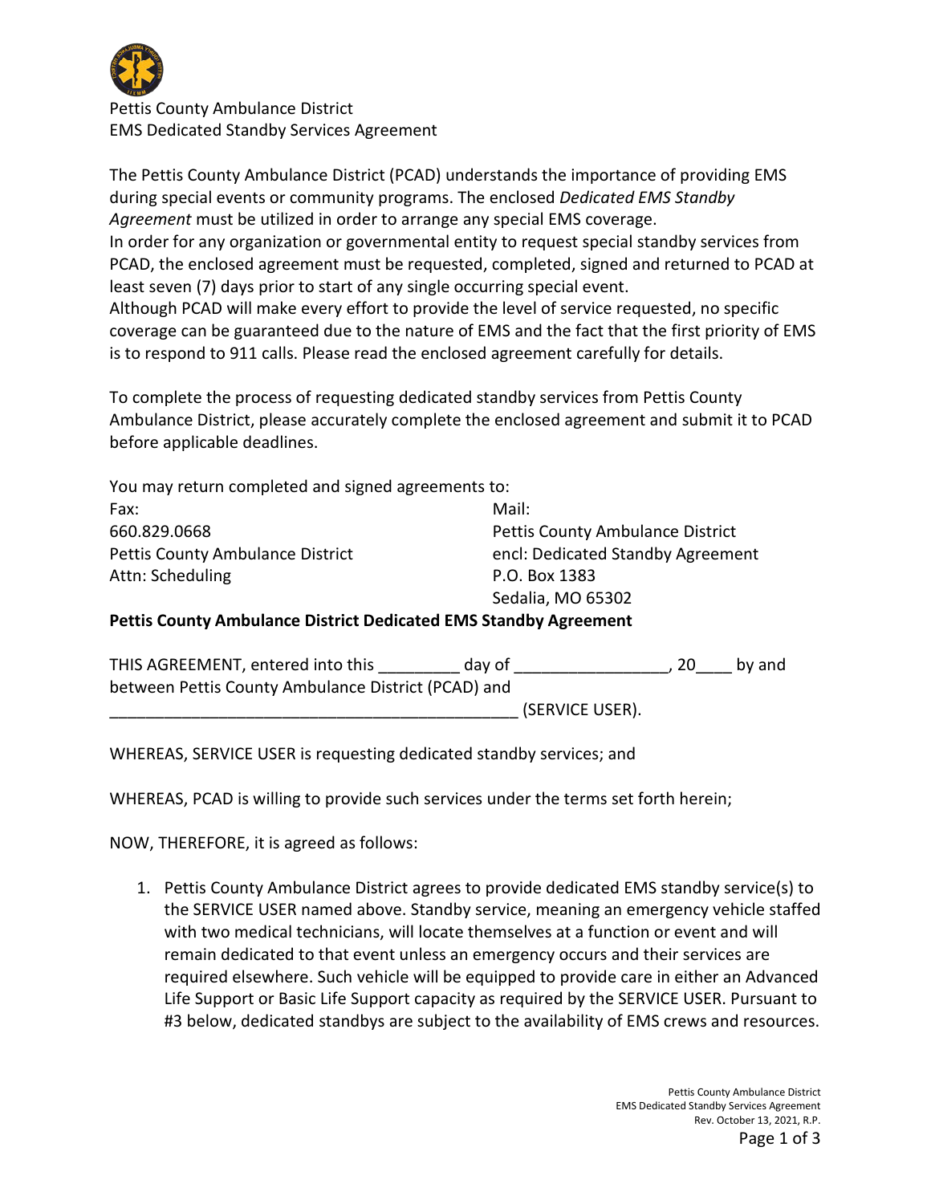Pettis County Ambulance District
EMS Dedicated Standby Services Agreement

The Pettis County Ambulance District (PCAD) understands the importance of providing EMS during special events or community programs. The enclosed *Dedicated EMS Standby Agreement* must be utilized in order to arrange any special EMS coverage.
In order for any organization or governmental entity to request special standby services from PCAD, the enclosed agreement must be requested, completed, signed and returned to PCAD at least seven (7) days prior to start of any single occurring special event.
Although PCAD will make every effort to provide the level of service requested, no specific coverage can be guaranteed due to the nature of EMS and the fact that the first priority of EMS is to respond to 911 calls. Please read the enclosed agreement carefully for details.

To complete the process of requesting dedicated standby services from Pettis County Ambulance District, please accurately complete the enclosed agreement and submit it to PCAD before applicable deadlines.

You may return completed and signed agreements to:

Fax:
660.829.0668
Pettis County Ambulance District
Attn: Scheduling

Mail:
Pettis County Ambulance District
encl: Dedicated Standby Agreement
P.O. Box 1383
Sedalia, MO 65302

**Pettis County Ambulance District Dedicated EMS Standby Agreement**

THIS AGREEMENT, entered into this _________ day of _________________, 20____ by and between Pettis County Ambulance District (PCAD) and _______________________________________________ (SERVICE USER).

WHEREAS, SERVICE USER is requesting dedicated standby services; and

WHEREAS, PCAD is willing to provide such services under the terms set forth herein;

NOW, THEREFORE, it is agreed as follows:

1. Pettis County Ambulance District agrees to provide dedicated EMS standby service(s) to the SERVICE USER named above. Standby service, meaning an emergency vehicle staffed with two medical technicians, will locate themselves at a function or event and will remain dedicated to that event unless an emergency occurs and their services are required elsewhere. Such vehicle will be equipped to provide care in either an Advanced Life Support or Basic Life Support capacity as required by the SERVICE USER. Pursuant to #3 below, dedicated standbys are subject to the availability of EMS crews and resources.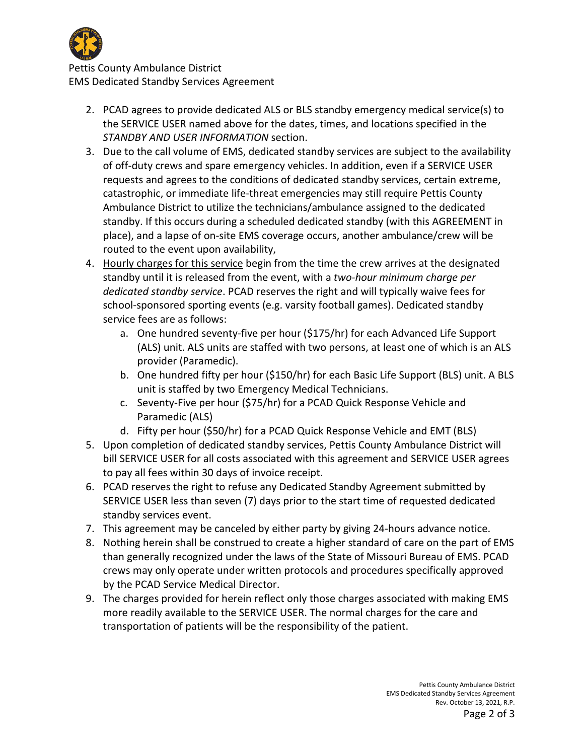2. PCAD agrees to provide dedicated ALS or BLS standby emergency medical service(s) to the SERVICE USER named above for the dates, times, and locations specified in the *STANDBY AND USER INFORMATION* section.
3. Due to the call volume of EMS, dedicated standby services are subject to the availability of off-duty crews and spare emergency vehicles. In addition, even if a SERVICE USER requests and agrees to the conditions of dedicated standby services, certain extreme, catastrophic, or immediate life-threat emergencies may still require Pettis County Ambulance District to utilize the technicians/ambulance assigned to the dedicated standby. If this occurs during a scheduled dedicated standby (with this AGREEMENT in place), and a lapse of on-site EMS coverage occurs, another ambulance/crew will be routed to the event upon availability,
4. <u>Hourly charges for this service</u> begin from the time the crew arrives at the designated standby until it is released from the event, with a *two-hour minimum charge per dedicated standby service*. PCAD reserves the right and will typically waive fees for school-sponsored sporting events (e.g. varsity football games). Dedicated standby service fees are as follows:
   a. One hundred seventy-five per hour ($175/hr) for each Advanced Life Support (ALS) unit. ALS units are staffed with two persons, at least one of which is an ALS provider (Paramedic).
   b. One hundred fifty per hour ($150/hr) for each Basic Life Support (BLS) unit. A BLS unit is staffed by two Emergency Medical Technicians.
   c. Seventy-Five per hour ($75/hr) for a PCAD Quick Response Vehicle and Paramedic (ALS)
   d. Fifty per hour ($50/hr) for a PCAD Quick Response Vehicle and EMT (BLS)
5. Upon completion of dedicated standby services, Pettis County Ambulance District will bill SERVICE USER for all costs associated with this agreement and SERVICE USER agrees to pay all fees within 30 days of invoice receipt.
6. PCAD reserves the right to refuse any Dedicated Standby Agreement submitted by SERVICE USER less than seven (7) days prior to the start time of requested dedicated standby services event.
7. This agreement may be canceled by either party by giving 24-hours advance notice.
8. Nothing herein shall be construed to create a higher standard of care on the part of EMS than generally recognized under the laws of the State of Missouri Bureau of EMS. PCAD crews may only operate under written protocols and procedures specifically approved by the PCAD Service Medical Director.
9. The charges provided for herein reflect only those charges associated with making EMS more readily available to the SERVICE USER. The normal charges for the care and transportation of patients will be the responsibility of the patient.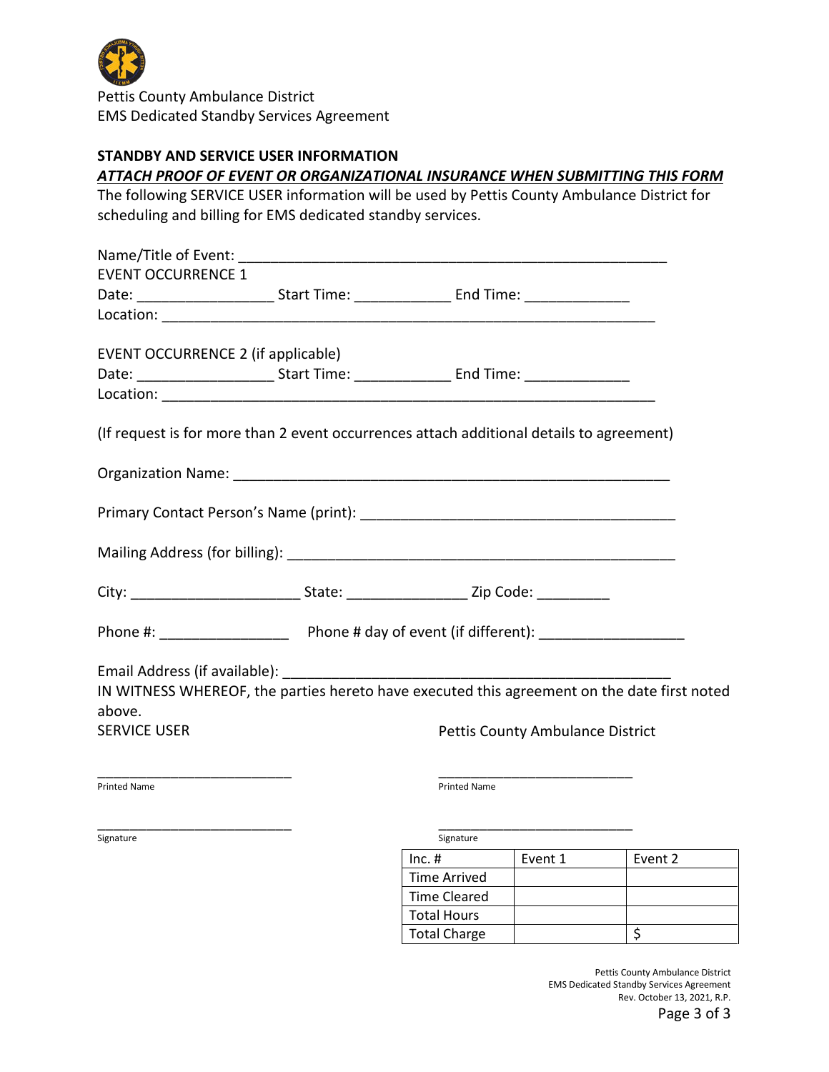Pettis County Ambulance District
EMS Dedicated Standby Services Agreement

**STANDBY AND SERVICE USER INFORMATION**

***ATTACH PROOF OF EVENT OR ORGANIZATIONAL INSURANCE WHEN SUBMITTING THIS FORM***

The following SERVICE USER information will be used by Pettis County Ambulance District for scheduling and billing for EMS dedicated standby services.

Name/Title of Event: ________________________________________________________

EVENT OCCURRENCE 1

Date: _________________ Start Time: ____________ End Time: _____________

Location: ______________________________________________________________

EVENT OCCURRENCE 2 (if applicable)

Date: _________________ Start Time: ____________ End Time: _____________

Location: ______________________________________________________________

(If request is for more than 2 event occurrences attach additional details to agreement)

Organization Name: _______________________________________________________

Primary Contact Person's Name (print): _______________________________________

Mailing Address (for billing): ______________________________________________

City: _____________________ State: _______________ Zip Code: _________

Phone #: ________________ Phone # day of event (if different): __________________

Email Address (if available): _______________________________________________

IN WITNESS WHEREOF, the parties hereto have executed this agreement on the date first noted above.

SERVICE USER

_________________________
Printed Name

_________________________
Signature

Pettis County Ambulance District

_________________________
Printed Name

_________________________
Signature

| Inc. # | Event 1 | Event 2 |
|---|---|---|
| Time Arrived | | |
| Time Cleared | | |
| Total Hours | | |
| Total Charge | | $ |

Pettis County Ambulance District
EMS Dedicated Standby Services Agreement
Rev. October 13, 2021, R.P.